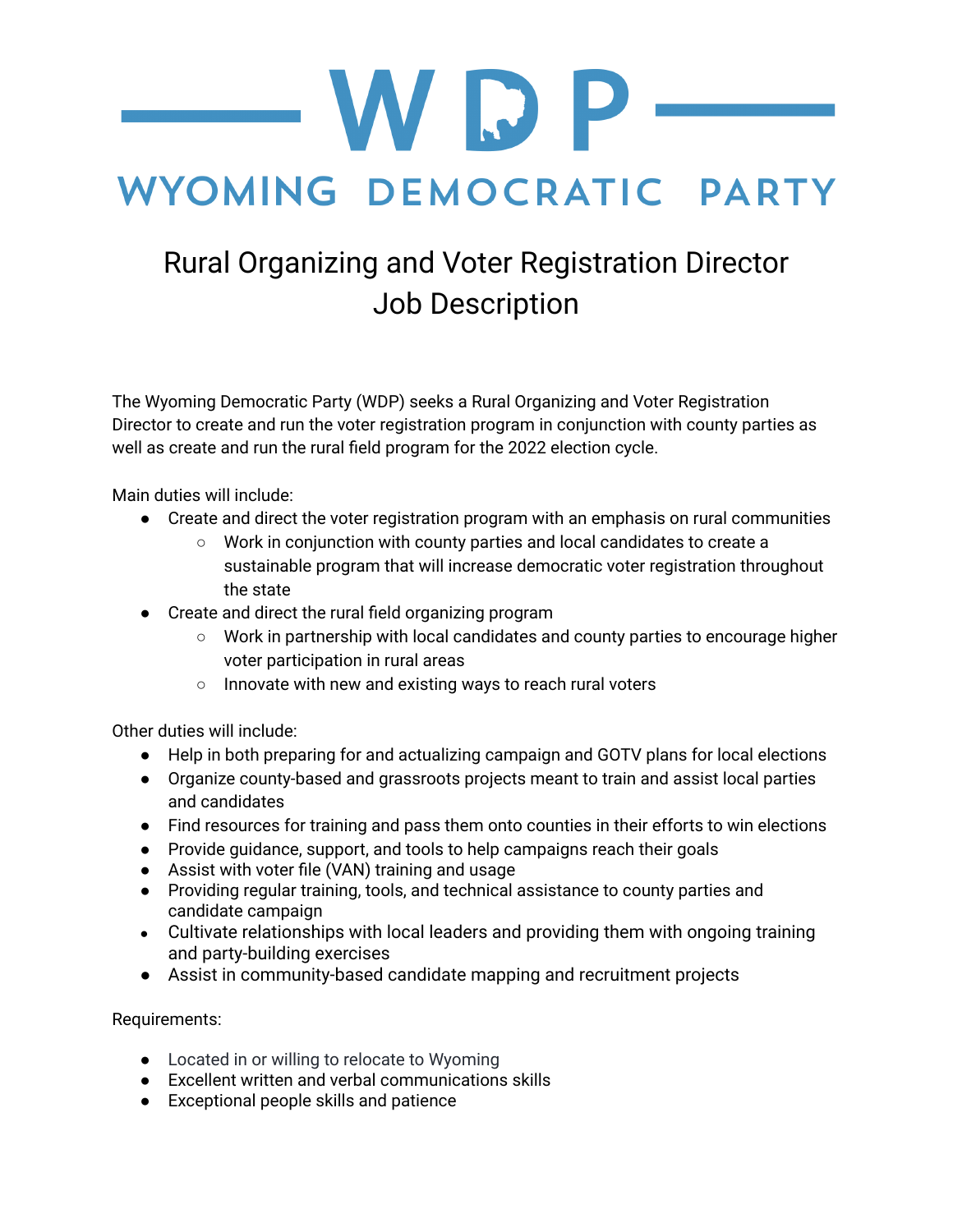# WDP

## WYOMING DEMOCRATIC PARTY

# Rural Organizing and Voter Registration Director Job Description

The Wyoming Democratic Party (WDP) seeks a Rural Organizing and Voter Registration Director to create and run the voter registration program in conjunction with county parties as well as create and run the rural field program for the 2022 election cycle.

Main duties will include:

- Create and direct the voter registration program with an emphasis on rural communities
  - Work in conjunction with county parties and local candidates to create a sustainable program that will increase democratic voter registration throughout the state
- Create and direct the rural field organizing program
  - Work in partnership with local candidates and county parties to encourage higher voter participation in rural areas
  - Innovate with new and existing ways to reach rural voters

Other duties will include:

- Help in both preparing for and actualizing campaign and GOTV plans for local elections
- Organize county-based and grassroots projects meant to train and assist local parties and candidates
- Find resources for training and pass them onto counties in their efforts to win elections
- Provide guidance, support, and tools to help campaigns reach their goals
- Assist with voter file (VAN) training and usage
- Providing regular training, tools, and technical assistance to county parties and candidate campaign
- Cultivate relationships with local leaders and providing them with ongoing training and party-building exercises
- Assist in community-based candidate mapping and recruitment projects

Requirements:

- Located in or willing to relocate to Wyoming
- Excellent written and verbal communications skills
- Exceptional people skills and patience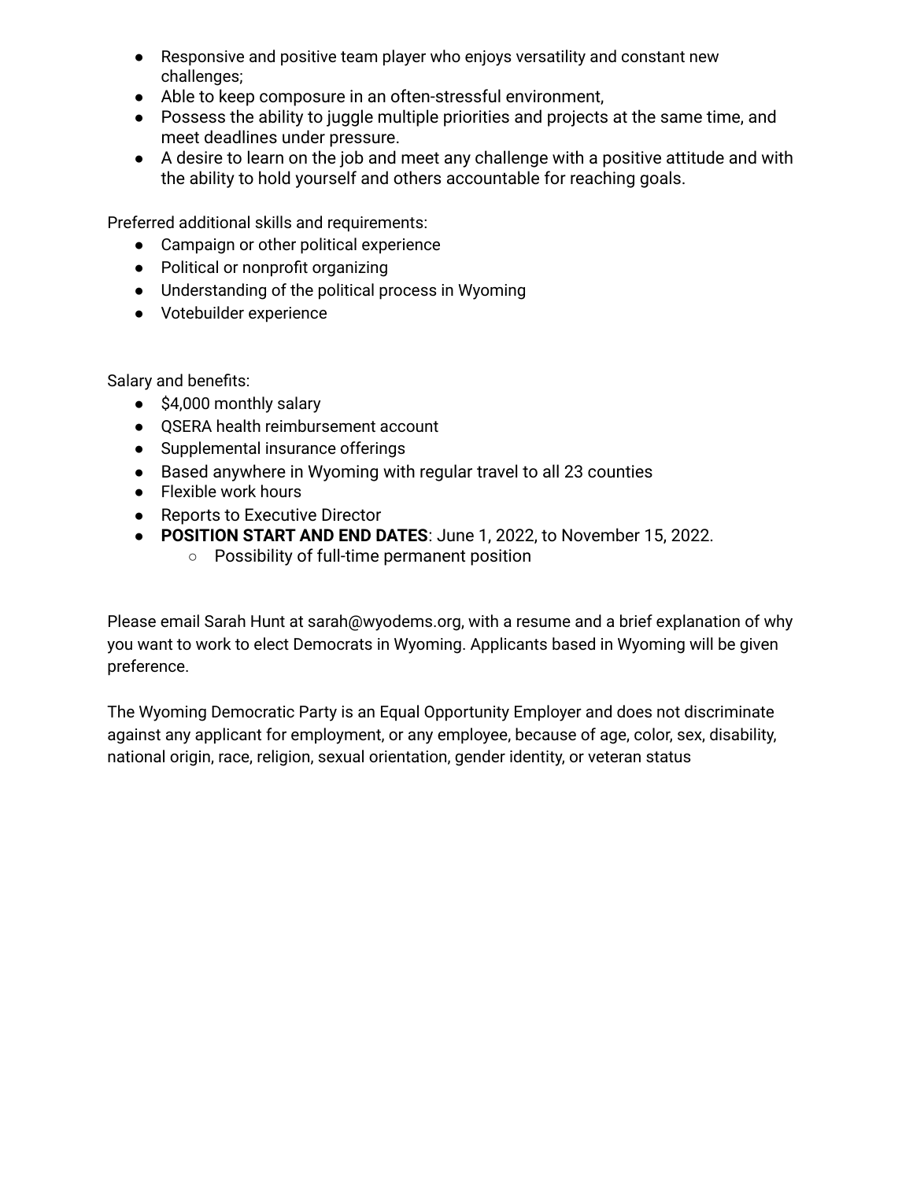- Responsive and positive team player who enjoys versatility and constant new challenges;
- Able to keep composure in an often-stressful environment,
- Possess the ability to juggle multiple priorities and projects at the same time, and meet deadlines under pressure.
- A desire to learn on the job and meet any challenge with a positive attitude and with the ability to hold yourself and others accountable for reaching goals.

Preferred additional skills and requirements:

- Campaign or other political experience
- Political or nonprofit organizing
- Understanding of the political process in Wyoming
- Votebuilder experience

Salary and benefits:

- $4,000 monthly salary
- QSERA health reimbursement account
- Supplemental insurance offerings
- Based anywhere in Wyoming with regular travel to all 23 counties
- Flexible work hours
- Reports to Executive Director
- **POSITION START AND END DATES**: June 1, 2022, to November 15, 2022.
  - Possibility of full-time permanent position

Please email Sarah Hunt at sarah@wyodems.org, with a resume and a brief explanation of why you want to work to elect Democrats in Wyoming. Applicants based in Wyoming will be given preference.

The Wyoming Democratic Party is an Equal Opportunity Employer and does not discriminate against any applicant for employment, or any employee, because of age, color, sex, disability, national origin, race, religion, sexual orientation, gender identity, or veteran status